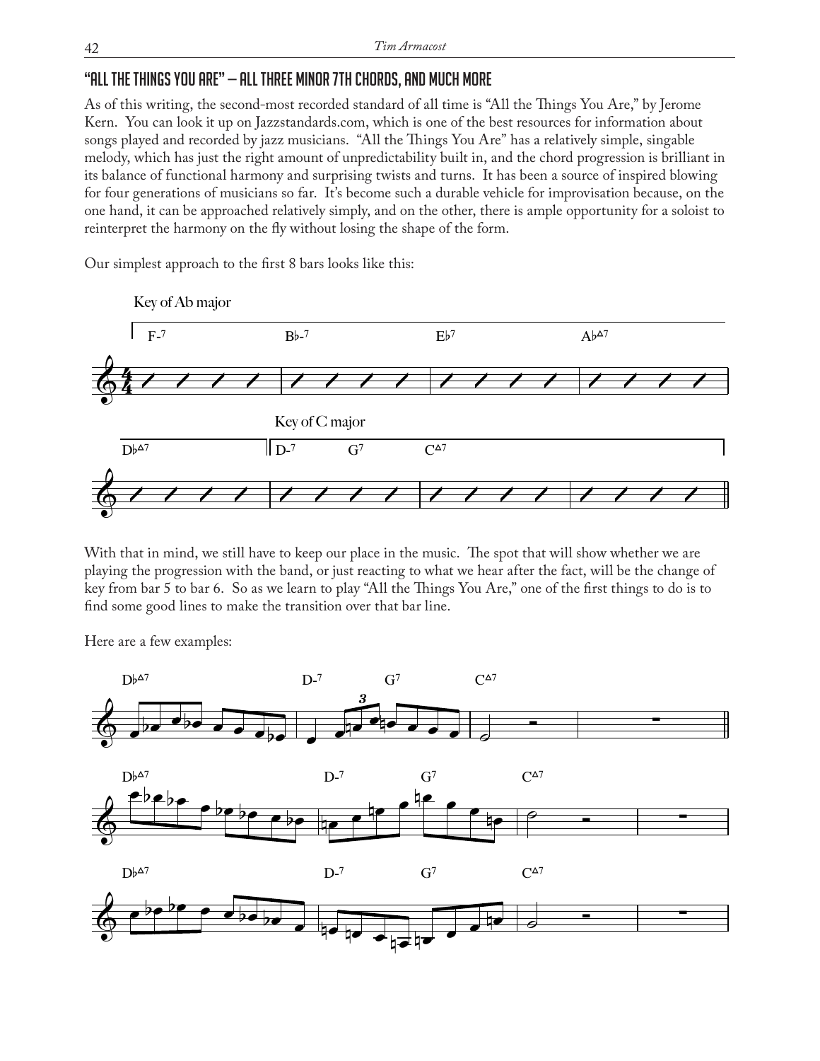## "All the Things You Are" – All Three Minor 7th Chords, and Much More

As of this writing, the second-most recorded standard of all time is "All the Things You Are," by Jerome Kern. You can look it up on Jazzstandards.com, which is one of the best resources for information about songs played and recorded by jazz musicians. "All the Things You Are" has a relatively simple, singable melody, which has just the right amount of unpredictability built in, and the chord progression is brilliant in its balance of functional harmony and surprising twists and turns. It has been a source of inspired blowing for four generations of musicians so far. It's become such a durable vehicle for improvisation because, on the one hand, it can be approached relatively simply, and on the other, there is ample opportunity for a soloist to reinterpret the harmony on the fly without losing the shape of the form.

Our simplest approach to the first 8 bars looks like this:

Key of Ab major

F-7 | Bb-7 | Eb7 | AbΔ7 |

DbΔ7 | Key of C major: D-7 | G7 | CΔ7 | |

With that in mind, we still have to keep our place in the music. The spot that will show whether we are playing the progression with the band, or just reacting to what we hear after the fact, will be the change of key from bar 5 to bar 6. So as we learn to play "All the Things You Are," one of the first things to do is to find some good lines to make the transition over that bar line.

Here are a few examples:

DbΔ7 | D-7 G7 | CΔ7 | |

DbΔ7 | D-7 G7 | CΔ7 | |

DbΔ7 | D-7 G7 | CΔ7 | |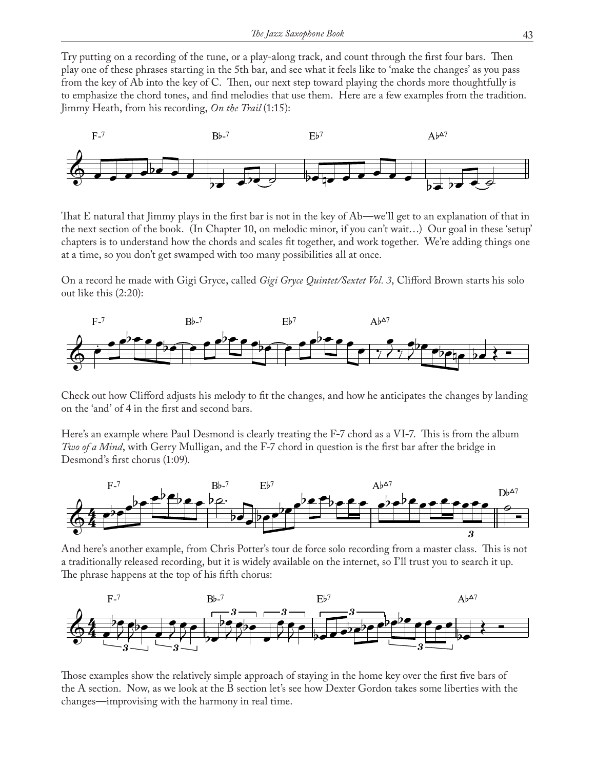Try putting on a recording of the tune, or a play-along track, and count through the first four bars. Then play one of these phrases starting in the 5th bar, and see what it feels like to 'make the changes' as you pass from the key of Ab into the key of C. Then, our next step toward playing the chords more thoughtfully is to emphasize the chord tones, and find melodies that use them. Here are a few examples from the tradition. Jimmy Heath, from his recording, *On the Trail* (1:15):

That E natural that Jimmy plays in the first bar is not in the key of Ab—we'll get to an explanation of that in the next section of the book. (In Chapter 10, on melodic minor, if you can't wait…) Our goal in these 'setup' chapters is to understand how the chords and scales fit together, and work together. We're adding things one at a time, so you don't get swamped with too many possibilities all at once.

On a record he made with Gigi Gryce, called *Gigi Gryce Quintet/Sextet Vol. 3*, Clifford Brown starts his solo out like this (2:20):

Check out how Clifford adjusts his melody to fit the changes, and how he anticipates the changes by landing on the 'and' of 4 in the first and second bars.

Here's an example where Paul Desmond is clearly treating the F-7 chord as a VI-7. This is from the album *Two of a Mind*, with Gerry Mulligan, and the F-7 chord in question is the first bar after the bridge in Desmond's first chorus (1:09).

And here's another example, from Chris Potter's tour de force solo recording from a master class. This is not a traditionally released recording, but it is widely available on the internet, so I'll trust you to search it up. The phrase happens at the top of his fifth chorus:

Those examples show the relatively simple approach of staying in the home key over the first five bars of the A section. Now, as we look at the B section let's see how Dexter Gordon takes some liberties with the changes—improvising with the harmony in real time.